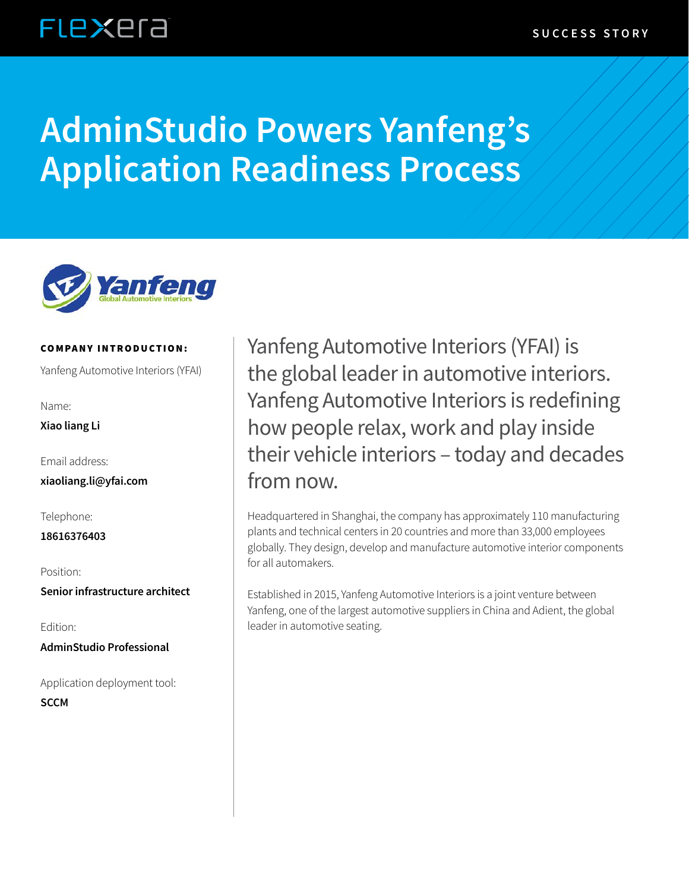SUCCESS STORY

# AdminStudio Powers Yanfeng's Application Readiness Process

**COMPANY INTRODUCTION:**

Yanfeng Automotive Interiors (YFAI)

Name:

**Xiao liang Li**

Email address:

**xiaoliang.li@yfai.com**

Telephone:

**18616376403**

Position:

**Senior infrastructure architect**

Edition:

**AdminStudio Professional**

Application deployment tool:

**SCCM**

## Yanfeng Automotive Interiors (YFAI) is the global leader in automotive interiors. Yanfeng Automotive Interiors is redefining how people relax, work and play inside their vehicle interiors – today and decades from now.

Headquartered in Shanghai, the company has approximately 110 manufacturing plants and technical centers in 20 countries and more than 33,000 employees globally. They design, develop and manufacture automotive interior components for all automakers.

Established in 2015, Yanfeng Automotive Interiors is a joint venture between Yanfeng, one of the largest automotive suppliers in China and Adient, the global leader in automotive seating.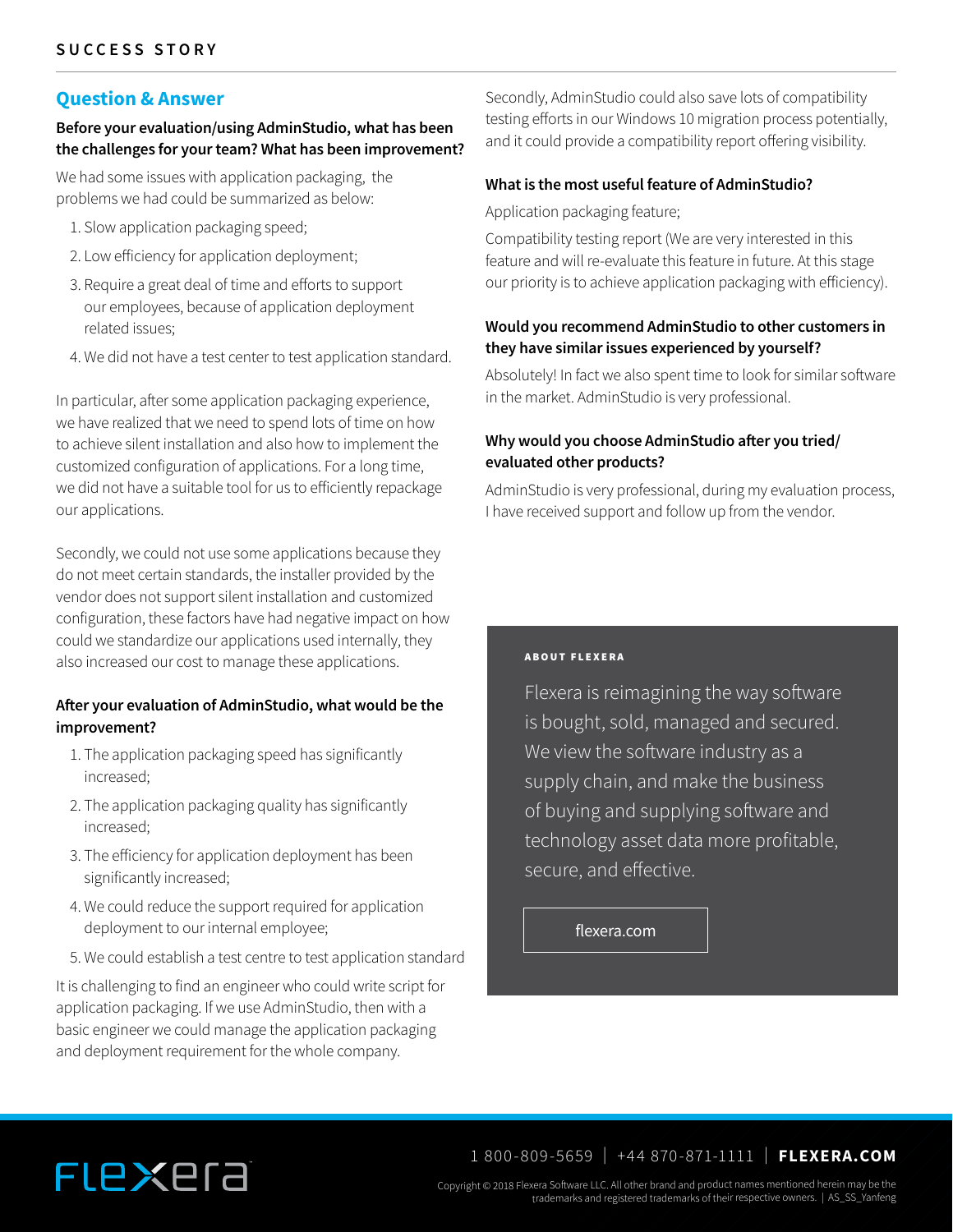## Question & Answer

**Before your evaluation/using AdminStudio, what has been the challenges for your team? What has been improvement?**

We had some issues with application packaging, the problems we had could be summarized as below:

1. Slow application packaging speed;
2. Low efficiency for application deployment;
3. Require a great deal of time and efforts to support our employees, because of application deployment related issues;
4. We did not have a test center to test application standard.

In particular, after some application packaging experience, we have realized that we need to spend lots of time on how to achieve silent installation and also how to implement the customized configuration of applications. For a long time, we did not have a suitable tool for us to efficiently repackage our applications.

Secondly, we could not use some applications because they do not meet certain standards, the installer provided by the vendor does not support silent installation and customized configuration, these factors have had negative impact on how could we standardize our applications used internally, they also increased our cost to manage these applications.

**After your evaluation of AdminStudio, what would be the improvement?**

1. The application packaging speed has significantly increased;
2. The application packaging quality has significantly increased;
3. The efficiency for application deployment has been significantly increased;
4. We could reduce the support required for application deployment to our internal employee;
5. We could establish a test centre to test application standard

It is challenging to find an engineer who could write script for application packaging. If we use AdminStudio, then with a basic engineer we could manage the application packaging and deployment requirement for the whole company.

Secondly, AdminStudio could also save lots of compatibility testing efforts in our Windows 10 migration process potentially, and it could provide a compatibility report offering visibility.

**What is the most useful feature of AdminStudio?**

Application packaging feature;

Compatibility testing report (We are very interested in this feature and will re-evaluate this feature in future. At this stage our priority is to achieve application packaging with efficiency).

**Would you recommend AdminStudio to other customers in they have similar issues experienced by yourself?**

Absolutely! In fact we also spent time to look for similar software in the market. AdminStudio is very professional.

**Why would you choose AdminStudio after you tried/evaluated other products?**

AdminStudio is very professional, during my evaluation process, I have received support and follow up from the vendor.

### ABOUT FLEXERA

Flexera is reimagining the way software is bought, sold, managed and secured. We view the software industry as a supply chain, and make the business of buying and supplying software and technology asset data more profitable, secure, and effective.

flexera.com

1 800-809-5659 | +44 870-871-1111 | **FLEXERA.COM**

Copyright © 2018 Flexera Software LLC. All other brand and product names mentioned herein may be the trademarks and registered trademarks of their respective owners. | AS_SS_Yanfeng